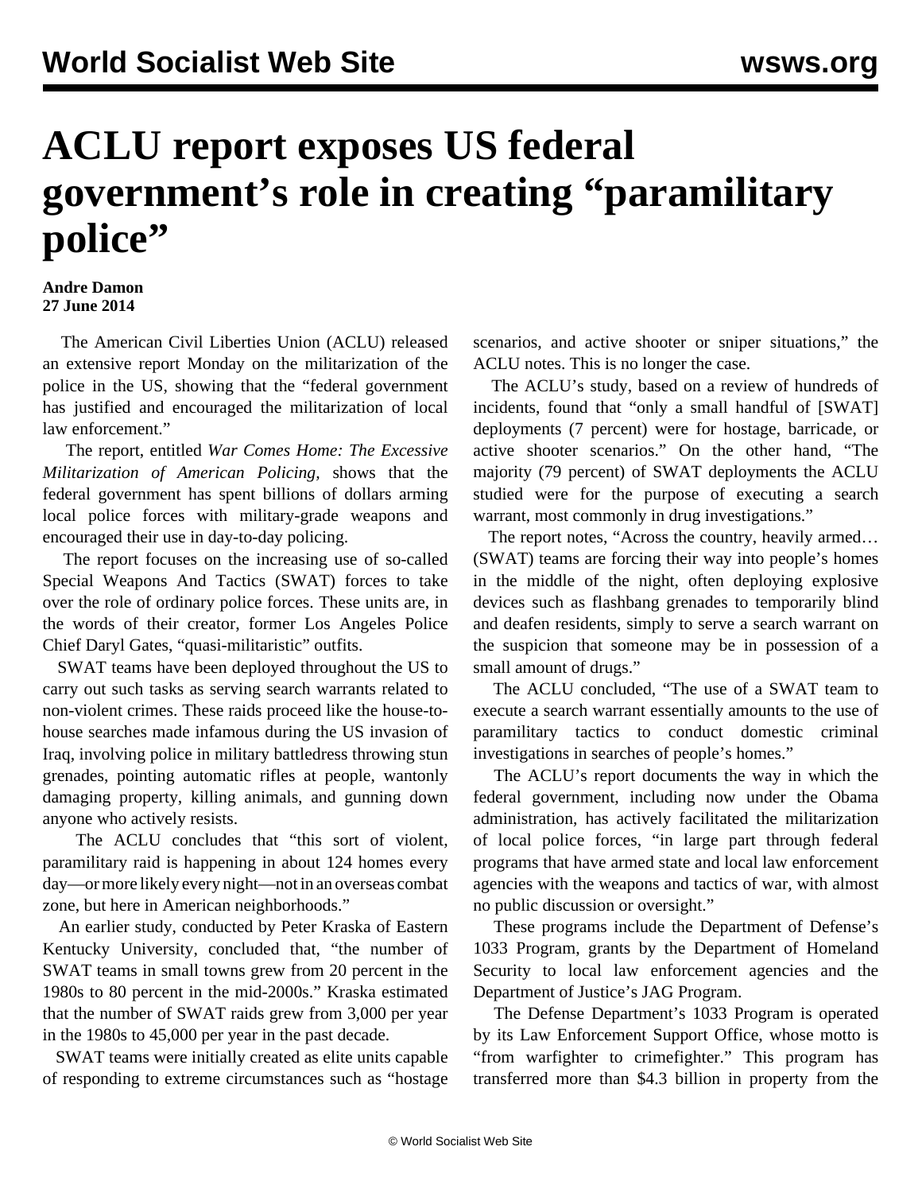# ACLU report exposes US federal government's role in creating "paramilitary police"

**Andre Damon**
**27 June 2014**

The American Civil Liberties Union (ACLU) released an extensive report Monday on the militarization of the police in the US, showing that the "federal government has justified and encouraged the militarization of local law enforcement."

The report, entitled *War Comes Home: The Excessive Militarization of American Policing,* shows that the federal government has spent billions of dollars arming local police forces with military-grade weapons and encouraged their use in day-to-day policing.

The report focuses on the increasing use of so-called Special Weapons And Tactics (SWAT) forces to take over the role of ordinary police forces. These units are, in the words of their creator, former Los Angeles Police Chief Daryl Gates, "quasi-militaristic" outfits.

SWAT teams have been deployed throughout the US to carry out such tasks as serving search warrants related to non-violent crimes. These raids proceed like the house-to-house searches made infamous during the US invasion of Iraq, involving police in military battledress throwing stun grenades, pointing automatic rifles at people, wantonly damaging property, killing animals, and gunning down anyone who actively resists.

The ACLU concludes that "this sort of violent, paramilitary raid is happening in about 124 homes every day—or more likely every night—not in an overseas combat zone, but here in American neighborhoods."

An earlier study, conducted by Peter Kraska of Eastern Kentucky University, concluded that, "the number of SWAT teams in small towns grew from 20 percent in the 1980s to 80 percent in the mid-2000s." Kraska estimated that the number of SWAT raids grew from 3,000 per year in the 1980s to 45,000 per year in the past decade.

SWAT teams were initially created as elite units capable of responding to extreme circumstances such as "hostage scenarios, and active shooter or sniper situations," the ACLU notes. This is no longer the case.

The ACLU's study, based on a review of hundreds of incidents, found that "only a small handful of [SWAT] deployments (7 percent) were for hostage, barricade, or active shooter scenarios." On the other hand, "The majority (79 percent) of SWAT deployments the ACLU studied were for the purpose of executing a search warrant, most commonly in drug investigations."

The report notes, "Across the country, heavily armed… (SWAT) teams are forcing their way into people's homes in the middle of the night, often deploying explosive devices such as flashbang grenades to temporarily blind and deafen residents, simply to serve a search warrant on the suspicion that someone may be in possession of a small amount of drugs."

The ACLU concluded, "The use of a SWAT team to execute a search warrant essentially amounts to the use of paramilitary tactics to conduct domestic criminal investigations in searches of people's homes."

The ACLU's report documents the way in which the federal government, including now under the Obama administration, has actively facilitated the militarization of local police forces, "in large part through federal programs that have armed state and local law enforcement agencies with the weapons and tactics of war, with almost no public discussion or oversight."

These programs include the Department of Defense's 1033 Program, grants by the Department of Homeland Security to local law enforcement agencies and the Department of Justice's JAG Program.

The Defense Department's 1033 Program is operated by its Law Enforcement Support Office, whose motto is "from warfighter to crimefighter." This program has transferred more than $4.3 billion in property from the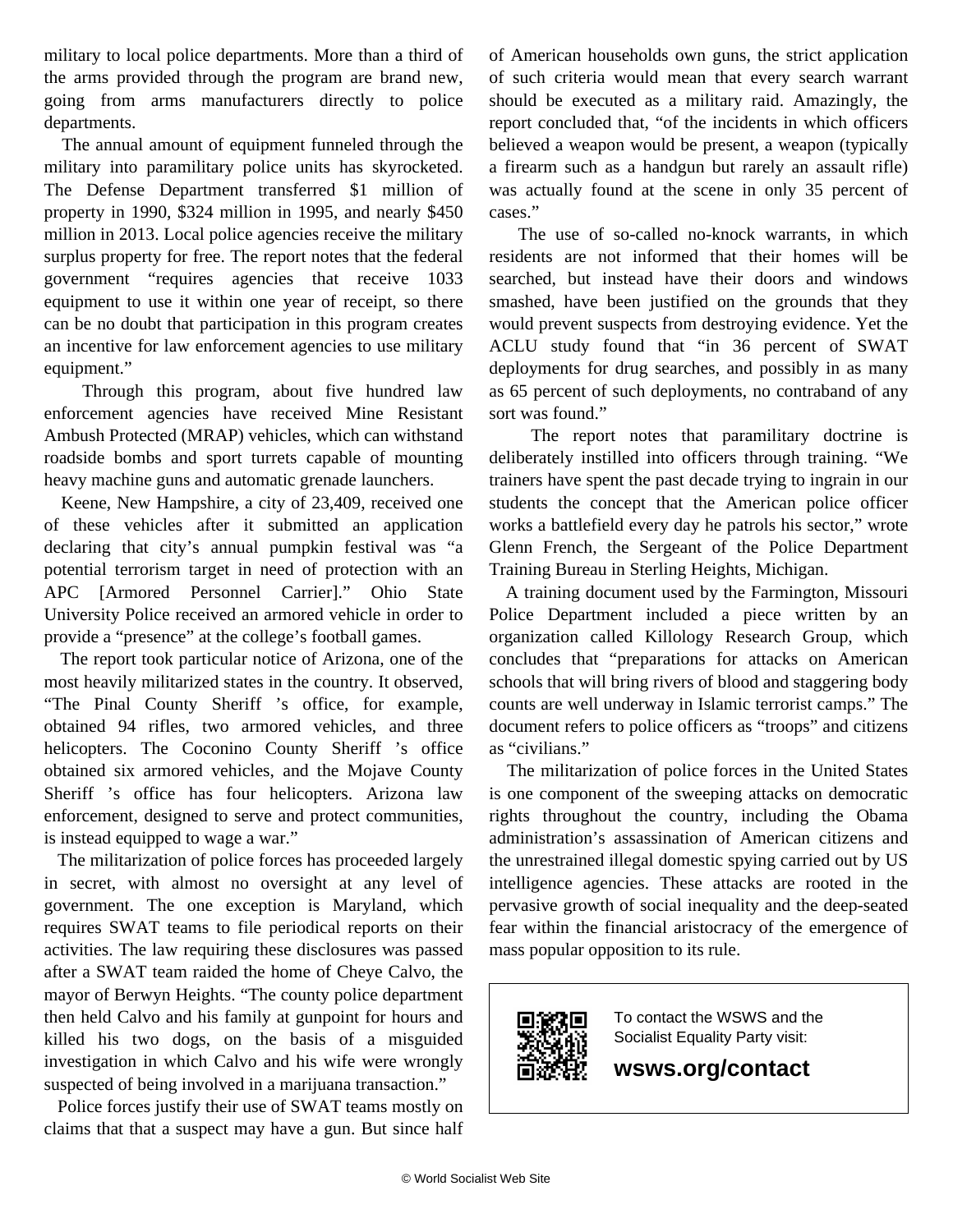military to local police departments. More than a third of the arms provided through the program are brand new, going from arms manufacturers directly to police departments.

The annual amount of equipment funneled through the military into paramilitary police units has skyrocketed. The Defense Department transferred $1 million of property in 1990, $324 million in 1995, and nearly $450 million in 2013. Local police agencies receive the military surplus property for free. The report notes that the federal government "requires agencies that receive 1033 equipment to use it within one year of receipt, so there can be no doubt that participation in this program creates an incentive for law enforcement agencies to use military equipment."

Through this program, about five hundred law enforcement agencies have received Mine Resistant Ambush Protected (MRAP) vehicles, which can withstand roadside bombs and sport turrets capable of mounting heavy machine guns and automatic grenade launchers.

Keene, New Hampshire, a city of 23,409, received one of these vehicles after it submitted an application declaring that city's annual pumpkin festival was "a potential terrorism target in need of protection with an APC [Armored Personnel Carrier]." Ohio State University Police received an armored vehicle in order to provide a "presence" at the college's football games.

The report took particular notice of Arizona, one of the most heavily militarized states in the country. It observed, "The Pinal County Sheriff 's office, for example, obtained 94 rifles, two armored vehicles, and three helicopters. The Coconino County Sheriff 's office obtained six armored vehicles, and the Mojave County Sheriff 's office has four helicopters. Arizona law enforcement, designed to serve and protect communities, is instead equipped to wage a war."

The militarization of police forces has proceeded largely in secret, with almost no oversight at any level of government. The one exception is Maryland, which requires SWAT teams to file periodical reports on their activities. The law requiring these disclosures was passed after a SWAT team raided the home of Cheye Calvo, the mayor of Berwyn Heights. "The county police department then held Calvo and his family at gunpoint for hours and killed his two dogs, on the basis of a misguided investigation in which Calvo and his wife were wrongly suspected of being involved in a marijuana transaction."

Police forces justify their use of SWAT teams mostly on claims that that a suspect may have a gun. But since half of American households own guns, the strict application of such criteria would mean that every search warrant should be executed as a military raid. Amazingly, the report concluded that, "of the incidents in which officers believed a weapon would be present, a weapon (typically a firearm such as a handgun but rarely an assault rifle) was actually found at the scene in only 35 percent of cases."

The use of so-called no-knock warrants, in which residents are not informed that their homes will be searched, but instead have their doors and windows smashed, have been justified on the grounds that they would prevent suspects from destroying evidence. Yet the ACLU study found that "in 36 percent of SWAT deployments for drug searches, and possibly in as many as 65 percent of such deployments, no contraband of any sort was found."

The report notes that paramilitary doctrine is deliberately instilled into officers through training. "We trainers have spent the past decade trying to ingrain in our students the concept that the American police officer works a battlefield every day he patrols his sector," wrote Glenn French, the Sergeant of the Police Department Training Bureau in Sterling Heights, Michigan.

A training document used by the Farmington, Missouri Police Department included a piece written by an organization called Killology Research Group, which concludes that "preparations for attacks on American schools that will bring rivers of blood and staggering body counts are well underway in Islamic terrorist camps." The document refers to police officers as "troops" and citizens as "civilians."

The militarization of police forces in the United States is one component of the sweeping attacks on democratic rights throughout the country, including the Obama administration's assassination of American citizens and the unrestrained illegal domestic spying carried out by US intelligence agencies. These attacks are rooted in the pervasive growth of social inequality and the deep-seated fear within the financial aristocracy of the emergence of mass popular opposition to its rule.

To contact the WSWS and the Socialist Equality Party visit:

**wsws.org/contact**